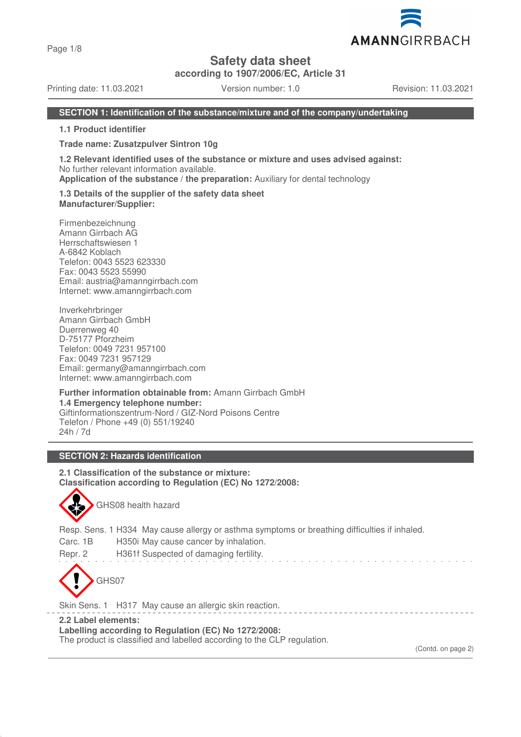# Safety data sheet

**according to 1907/2006/EC, Article 31**

Printing date: 11.03.2021 | Version number: 1.0 | Revision: 11.03.2021

## SECTION 1: Identification of the substance/mixture and of the company/undertaking

**1.1 Product identifier**

**Trade name: Zusatzpulver Sintron 10g**

**1.2 Relevant identified uses of the substance or mixture and uses advised against:**
No further relevant information available.
**Application of the substance / the preparation:** Auxiliary for dental technology

**1.3 Details of the supplier of the safety data sheet**
**Manufacturer/Supplier:**

Firmenbezeichnung
Amann Girrbach AG
Herrschaftswiesen 1
A-6842 Koblach
Telefon: 0043 5523 623330
Fax: 0043 5523 55990
Email: austria@amanngirrbach.com
Internet: www.amanngirrbach.com

Inverkehrbringer
Amann Girrbach GmbH
Duerrenweg 40
D-75177 Pforzheim
Telefon: 0049 7231 957100
Fax: 0049 7231 957129
Email: germany@amanngirrbach.com
Internet: www.amanngirrbach.com

**Further information obtainable from:** Amann Girrbach GmbH
**1.4 Emergency telephone number:**
Giftinformationszentrum-Nord / GIZ-Nord Poisons Centre
Telefon / Phone +49 (0) 551/19240
24h / 7d

## SECTION 2: Hazards identification

**2.1 Classification of the substance or mixture:**
**Classification according to Regulation (EC) No 1272/2008:**

GHS08 health hazard

Resp. Sens. 1 H334 May cause allergy or asthma symptoms or breathing difficulties if inhaled.
Carc. 1B H350i May cause cancer by inhalation.
Repr. 2 H361f Suspected of damaging fertility.

GHS07

Skin Sens. 1 H317 May cause an allergic skin reaction.

**2.2 Label elements:**
**Labelling according to Regulation (EC) No 1272/2008:**
The product is classified and labelled according to the CLP regulation.

(Contd. on page 2)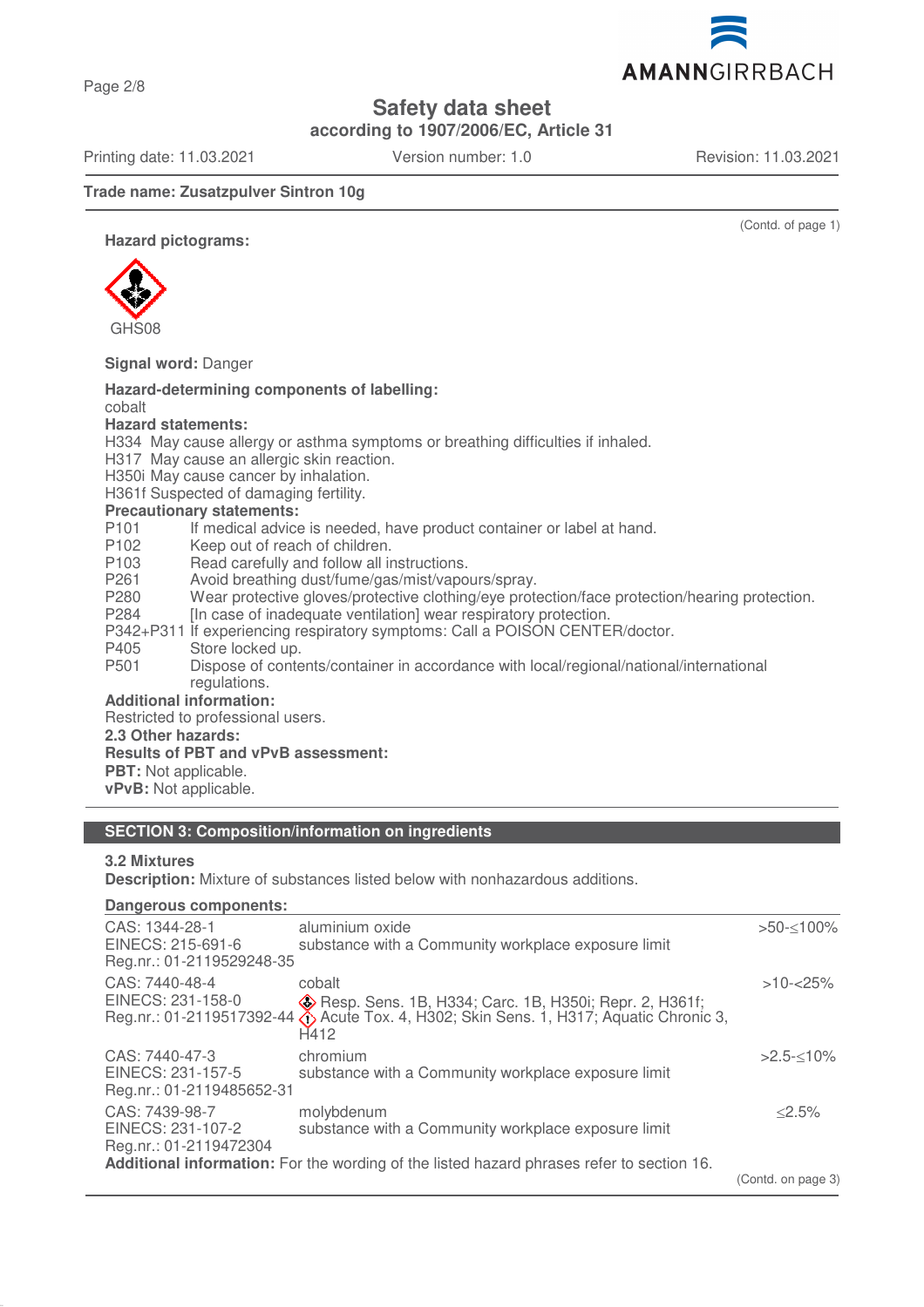**Safety data sheet**
**according to 1907/2006/EC, Article 31**

Printing date: 11.03.2021 Version number: 1.0 Revision: 11.03.2021

**Trade name: Zusatzpulver Sintron 10g**

(Contd. of page 1)

**Hazard pictograms:**

GHS08

**Signal word:** Danger

**Hazard-determining components of labelling:**
cobalt

**Hazard statements:**
H334 May cause allergy or asthma symptoms or breathing difficulties if inhaled.
H317 May cause an allergic skin reaction.
H350i May cause cancer by inhalation.
H361f Suspected of damaging fertility.

**Precautionary statements:**

P101 If medical advice is needed, have product container or label at hand.
P102 Keep out of reach of children.
P103 Read carefully and follow all instructions.
P261 Avoid breathing dust/fume/gas/mist/vapours/spray.
P280 Wear protective gloves/protective clothing/eye protection/face protection/hearing protection.
P284 [In case of inadequate ventilation] wear respiratory protection.
P342+P311 If experiencing respiratory symptoms: Call a POISON CENTER/doctor.
P405 Store locked up.
P501 Dispose of contents/container in accordance with local/regional/national/international regulations.

**Additional information:**
Restricted to professional users.

**2.3 Other hazards:**
**Results of PBT and vPvB assessment:**
**PBT:** Not applicable.
**vPvB:** Not applicable.

## SECTION 3: Composition/information on ingredients

**3.2 Mixtures**
**Description:** Mixture of substances listed below with nonhazardous additions.

**Dangerous components:**

| | | |
|---|---|---|
| CAS: 1344-28-1<br>EINECS: 215-691-6<br>Reg.nr.: 01-2119529248-35 | aluminium oxide<br>substance with a Community workplace exposure limit | >50-≤100% |
| CAS: 7440-48-4<br>EINECS: 231-158-0<br>Reg.nr.: 01-2119517392-44 | cobalt<br>Resp. Sens. 1B, H334; Carc. 1B, H350i; Repr. 2, H361f; Acute Tox. 4, H302; Skin Sens. 1, H317; Aquatic Chronic 3, H412 | >10-<25% |
| CAS: 7440-47-3<br>EINECS: 231-157-5<br>Reg.nr.: 01-2119485652-31 | chromium<br>substance with a Community workplace exposure limit | >2.5-≤10% |
| CAS: 7439-98-7<br>EINECS: 231-107-2<br>Reg.nr.: 01-2119472304 | molybdenum<br>substance with a Community workplace exposure limit | ≤2.5% |

**Additional information:** For the wording of the listed hazard phrases refer to section 16.

(Contd. on page 3)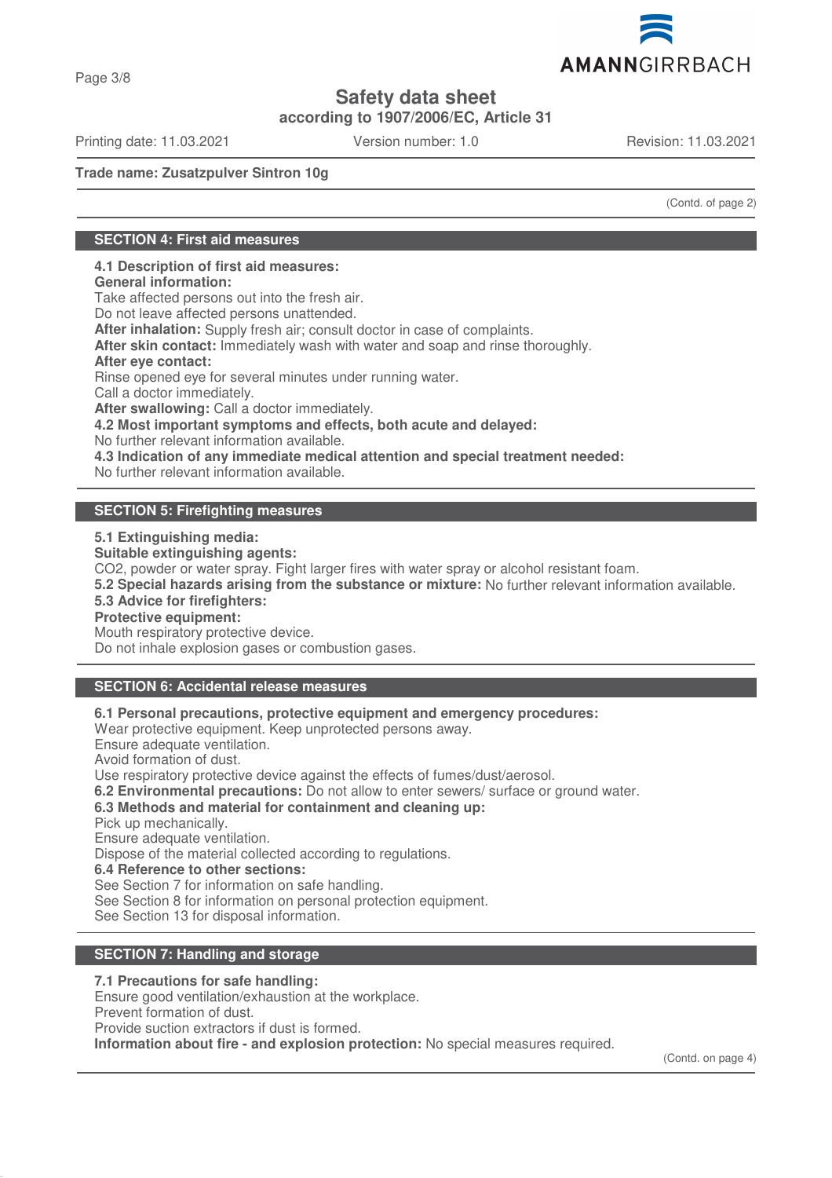# Safety data sheet

**according to 1907/2006/EC, Article 31**

Printing date: 11.03.2021 Version number: 1.0 Revision: 11.03.2021

**Trade name: Zusatzpulver Sintron 10g**

(Contd. of page 2)

## SECTION 4: First aid measures

**4.1 Description of first aid measures:**
**General information:**
Take affected persons out into the fresh air.
Do not leave affected persons unattended.
**After inhalation:** Supply fresh air; consult doctor in case of complaints.
**After skin contact:** Immediately wash with water and soap and rinse thoroughly.
**After eye contact:**
Rinse opened eye for several minutes under running water.
Call a doctor immediately.
**After swallowing:** Call a doctor immediately.
**4.2 Most important symptoms and effects, both acute and delayed:**
No further relevant information available.
**4.3 Indication of any immediate medical attention and special treatment needed:**
No further relevant information available.

## SECTION 5: Firefighting measures

**5.1 Extinguishing media:**
**Suitable extinguishing agents:**
$CO_2$, powder or water spray. Fight larger fires with water spray or alcohol resistant foam.
**5.2 Special hazards arising from the substance or mixture:** No further relevant information available.
**5.3 Advice for firefighters:**
**Protective equipment:**
Mouth respiratory protective device.
Do not inhale explosion gases or combustion gases.

## SECTION 6: Accidental release measures

**6.1 Personal precautions, protective equipment and emergency procedures:**
Wear protective equipment. Keep unprotected persons away.
Ensure adequate ventilation.
Avoid formation of dust.
Use respiratory protective device against the effects of fumes/dust/aerosol.
**6.2 Environmental precautions:** Do not allow to enter sewers/ surface or ground water.
**6.3 Methods and material for containment and cleaning up:**
Pick up mechanically.
Ensure adequate ventilation.
Dispose of the material collected according to regulations.
**6.4 Reference to other sections:**
See Section 7 for information on safe handling.
See Section 8 for information on personal protection equipment.
See Section 13 for disposal information.

## SECTION 7: Handling and storage

**7.1 Precautions for safe handling:**
Ensure good ventilation/exhaustion at the workplace.
Prevent formation of dust.
Provide suction extractors if dust is formed.
**Information about fire - and explosion protection:** No special measures required.

(Contd. on page 4)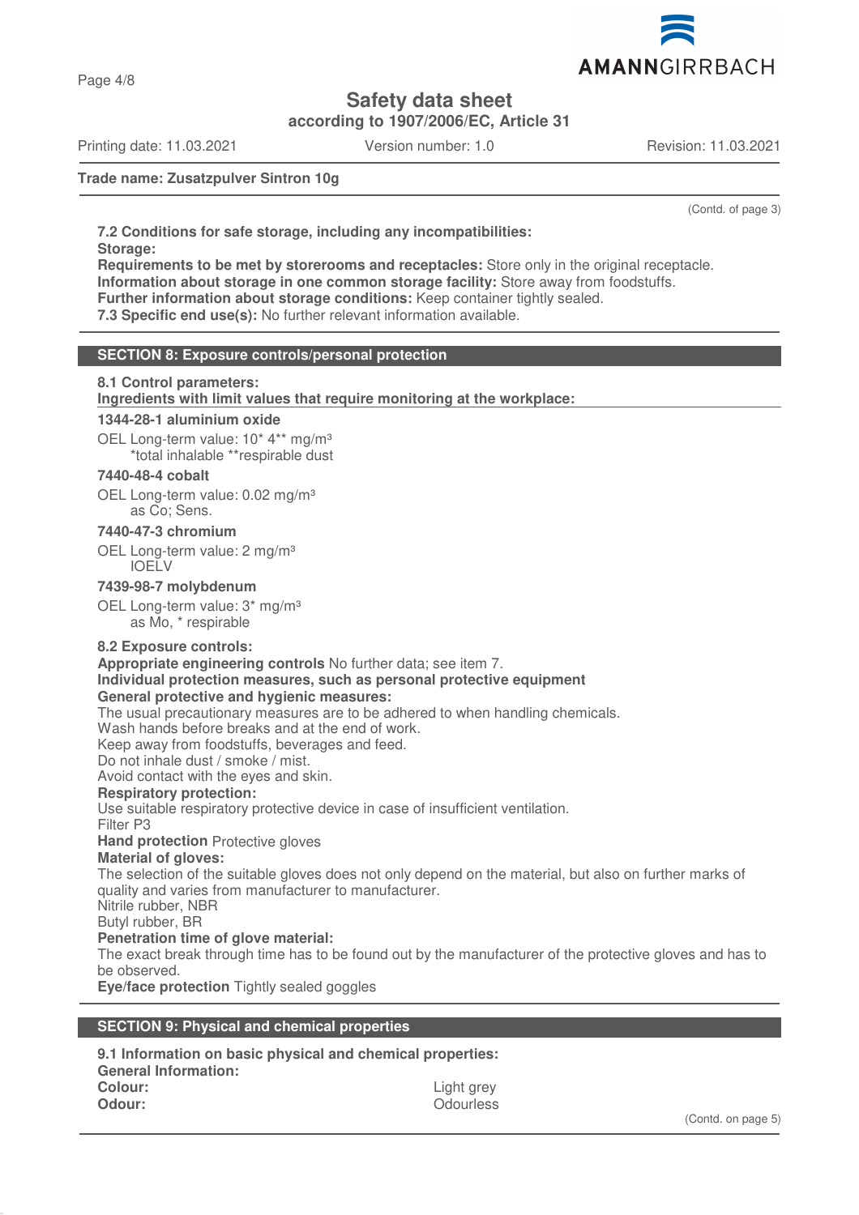(Contd. of page 3)

**7.2 Conditions for safe storage, including any incompatibilities:**
**Storage:**
**Requirements to be met by storerooms and receptacles:** Store only in the original receptacle.
**Information about storage in one common storage facility:** Store away from foodstuffs.
**Further information about storage conditions:** Keep container tightly sealed.
**7.3 Specific end use(s):** No further relevant information available.

## SECTION 8: Exposure controls/personal protection

**8.1 Control parameters:**
**Ingredients with limit values that require monitoring at the workplace:**

**1344-28-1 aluminium oxide**

OEL Long-term value: 10* 4** mg/m³
*total inhalable **respirable dust

**7440-48-4 cobalt**

OEL Long-term value: 0.02 mg/m³
as Co; Sens.

**7440-47-3 chromium**

OEL Long-term value: 2 mg/m³
IOELV

**7439-98-7 molybdenum**

OEL Long-term value: 3* mg/m³
as Mo, * respirable

**8.2 Exposure controls:**
**Appropriate engineering controls** No further data; see item 7.
**Individual protection measures, such as personal protective equipment**
**General protective and hygienic measures:**
The usual precautionary measures are to be adhered to when handling chemicals.
Wash hands before breaks and at the end of work.
Keep away from foodstuffs, beverages and feed.
Do not inhale dust / smoke / mist.
Avoid contact with the eyes and skin.
**Respiratory protection:**
Use suitable respiratory protective device in case of insufficient ventilation.
Filter P3
**Hand protection** Protective gloves
**Material of gloves:**
The selection of the suitable gloves does not only depend on the material, but also on further marks of quality and varies from manufacturer to manufacturer.
Nitrile rubber, NBR
Butyl rubber, BR
**Penetration time of glove material:**
The exact break through time has to be found out by the manufacturer of the protective gloves and has to be observed.
**Eye/face protection** Tightly sealed goggles

## SECTION 9: Physical and chemical properties

**9.1 Information on basic physical and chemical properties:**
**General Information:**

| | |
|---|---|
| **Colour:** | Light grey |
| **Odour:** | Odourless |

(Contd. on page 5)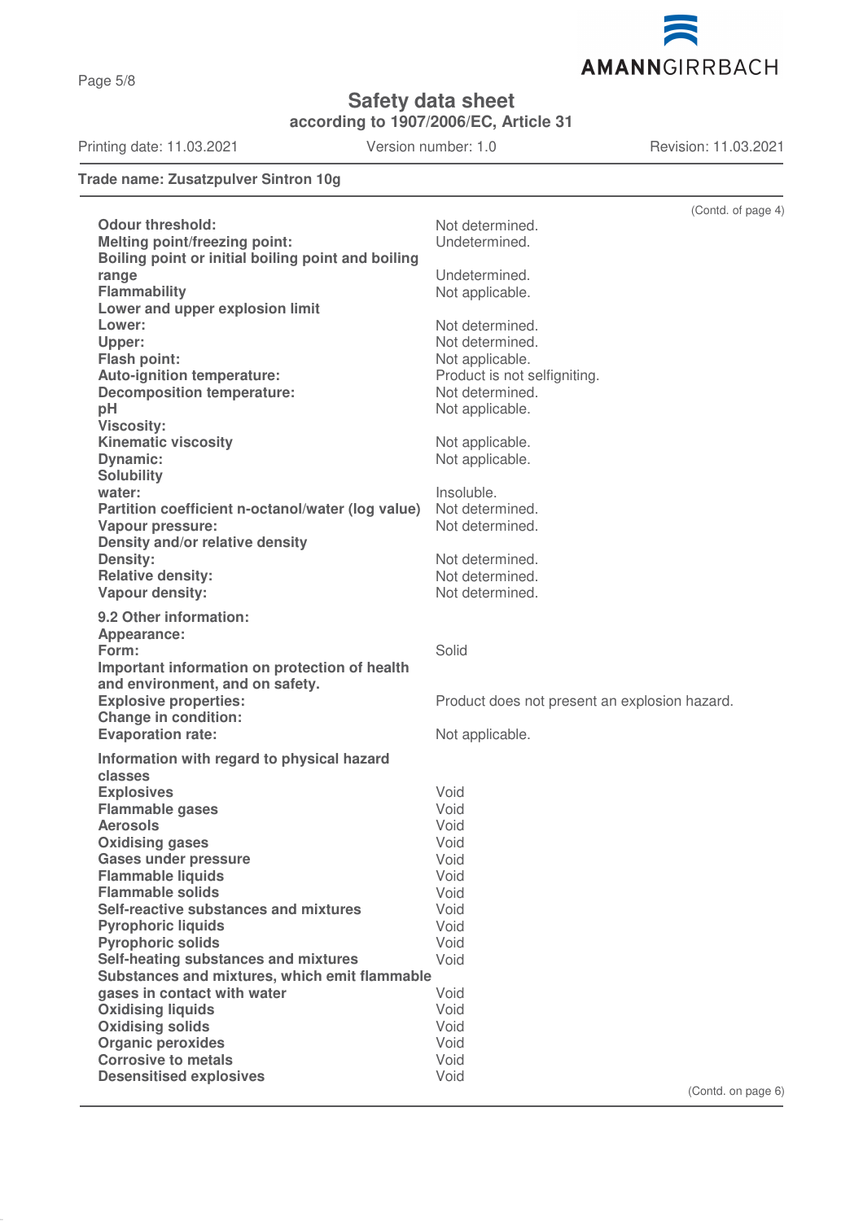**Trade name: Zusatzpulver Sintron 10g**

(Contd. of page 4)

| | |
|---|---|
| **Odour threshold:** | Not determined. |
| **Melting point/freezing point:** | Undetermined. |
| **Boiling point or initial boiling point and boiling range** | Undetermined. |
| **Flammability** | Not applicable. |
| **Lower and upper explosion limit** | |
| **Lower:** | Not determined. |
| **Upper:** | Not determined. |
| **Flash point:** | Not applicable. |
| **Auto-ignition temperature:** | Product is not selfigniting. |
| **Decomposition temperature:** | Not determined. |
| **pH** | Not applicable. |
| **Viscosity:** | |
| **Kinematic viscosity** | Not applicable. |
| **Dynamic:** | Not applicable. |
| **Solubility** | |
| **water:** | Insoluble. |
| **Partition coefficient n-octanol/water (log value)** | Not determined. |
| **Vapour pressure:** | Not determined. |
| **Density and/or relative density** | |
| **Density:** | Not determined. |
| **Relative density:** | Not determined. |
| **Vapour density:** | Not determined. |

**9.2 Other information:**

| | |
|---|---|
| **Appearance:** | |
| **Form:** | Solid |
| **Important information on protection of health and environment, and on safety.** | |
| **Explosive properties:** | Product does not present an explosion hazard. |
| **Change in condition:** | |
| **Evaporation rate:** | Not applicable. |

**Information with regard to physical hazard classes**

| | |
|---|---|
| **Explosives** | Void |
| **Flammable gases** | Void |
| **Aerosols** | Void |
| **Oxidising gases** | Void |
| **Gases under pressure** | Void |
| **Flammable liquids** | Void |
| **Flammable solids** | Void |
| **Self-reactive substances and mixtures** | Void |
| **Pyrophoric liquids** | Void |
| **Pyrophoric solids** | Void |
| **Self-heating substances and mixtures** | Void |
| **Substances and mixtures, which emit flammable gases in contact with water** | Void |
| **Oxidising liquids** | Void |
| **Oxidising solids** | Void |
| **Organic peroxides** | Void |
| **Corrosive to metals** | Void |
| **Desensitised explosives** | Void |

(Contd. on page 6)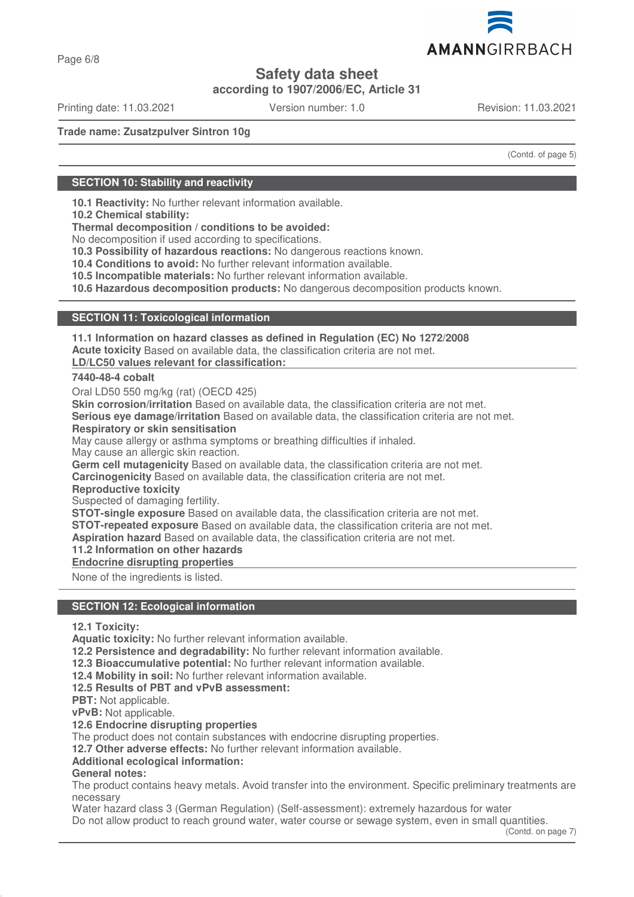# Safety data sheet

**according to 1907/2006/EC, Article 31**

Printing date: 11.03.2021 Version number: 1.0 Revision: 11.03.2021

**Trade name: Zusatzpulver Sintron 10g**

(Contd. of page 5)

## SECTION 10: Stability and reactivity

**10.1 Reactivity:** No further relevant information available.
**10.2 Chemical stability:**
**Thermal decomposition / conditions to be avoided:**
No decomposition if used according to specifications.
**10.3 Possibility of hazardous reactions:** No dangerous reactions known.
**10.4 Conditions to avoid:** No further relevant information available.
**10.5 Incompatible materials:** No further relevant information available.
**10.6 Hazardous decomposition products:** No dangerous decomposition products known.

## SECTION 11: Toxicological information

**11.1 Information on hazard classes as defined in Regulation (EC) No 1272/2008**
**Acute toxicity** Based on available data, the classification criteria are not met.
**LD/LC50 values relevant for classification:**

**7440-48-4 cobalt**

Oral LD50 550 mg/kg (rat) (OECD 425)

**Skin corrosion/irritation** Based on available data, the classification criteria are not met.
**Serious eye damage/irritation** Based on available data, the classification criteria are not met.
**Respiratory or skin sensitisation**
May cause allergy or asthma symptoms or breathing difficulties if inhaled.
May cause an allergic skin reaction.
**Germ cell mutagenicity** Based on available data, the classification criteria are not met.
**Carcinogenicity** Based on available data, the classification criteria are not met.
**Reproductive toxicity**
Suspected of damaging fertility.
**STOT-single exposure** Based on available data, the classification criteria are not met.
**STOT-repeated exposure** Based on available data, the classification criteria are not met.
**Aspiration hazard** Based on available data, the classification criteria are not met.
**11.2 Information on other hazards**
**Endocrine disrupting properties**

None of the ingredients is listed.

## SECTION 12: Ecological information

**12.1 Toxicity:**
**Aquatic toxicity:** No further relevant information available.
**12.2 Persistence and degradability:** No further relevant information available.
**12.3 Bioaccumulative potential:** No further relevant information available.
**12.4 Mobility in soil:** No further relevant information available.
**12.5 Results of PBT and vPvB assessment:**
**PBT:** Not applicable.
**vPvB:** Not applicable.
**12.6 Endocrine disrupting properties**
The product does not contain substances with endocrine disrupting properties.
**12.7 Other adverse effects:** No further relevant information available.
**Additional ecological information:**
**General notes:**
The product contains heavy metals. Avoid transfer into the environment. Specific preliminary treatments are necessary
Water hazard class 3 (German Regulation) (Self-assessment): extremely hazardous for water
Do not allow product to reach ground water, water course or sewage system, even in small quantities.

(Contd. on page 7)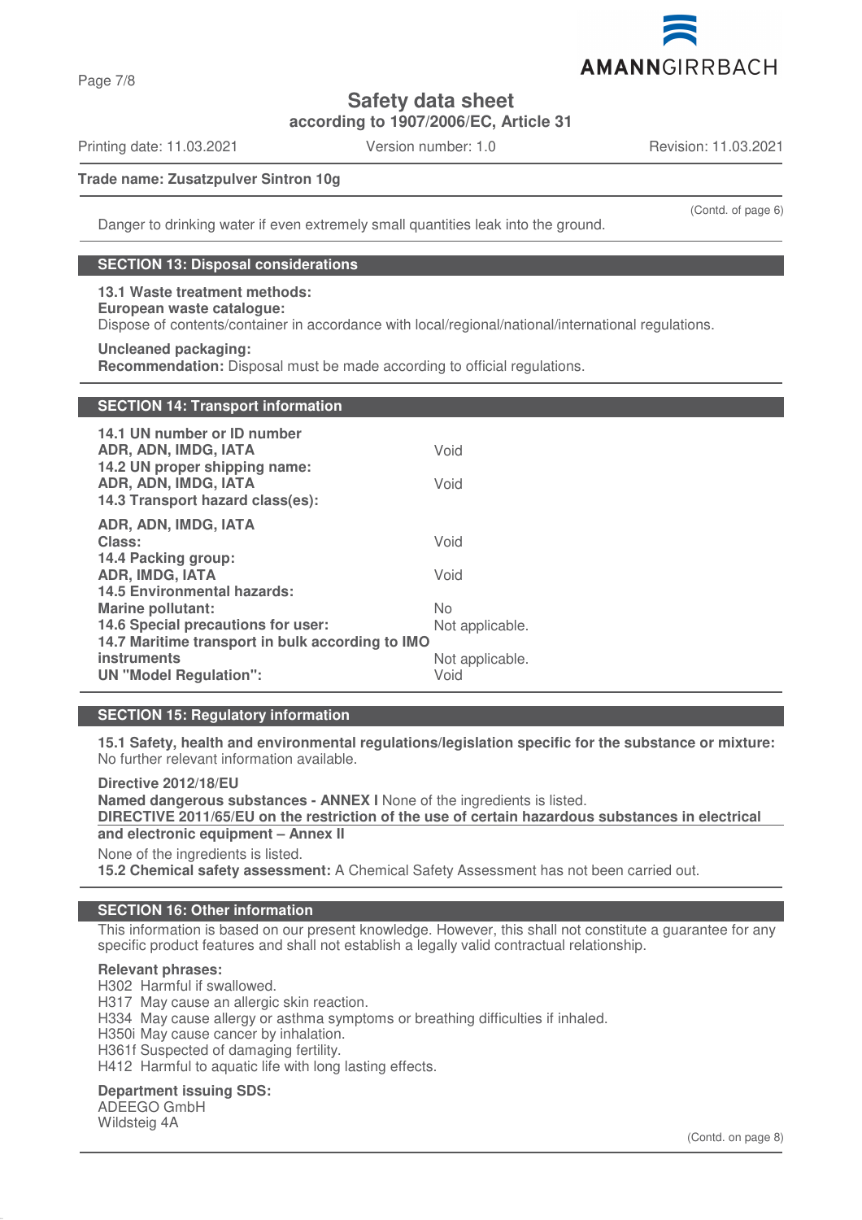Danger to drinking water if even extremely small quantities leak into the ground.

## SECTION 13: Disposal considerations

**13.1 Waste treatment methods:**
**European waste catalogue:**
Dispose of contents/container in accordance with local/regional/national/international regulations.

**Uncleaned packaging:**
**Recommendation:** Disposal must be made according to official regulations.

## SECTION 14: Transport information

| | |
|---|---|
| **14.1 UN number or ID number** | |
| **ADR, ADN, IMDG, IATA** | Void |
| **14.2 UN proper shipping name:** | |
| **ADR, ADN, IMDG, IATA** | Void |
| **14.3 Transport hazard class(es):** | |
| **ADR, ADN, IMDG, IATA** | |
| **Class:** | Void |
| **14.4 Packing group:** | |
| **ADR, IMDG, IATA** | Void |
| **14.5 Environmental hazards:** | |
| **Marine pollutant:** | No |
| **14.6 Special precautions for user:** | Not applicable. |
| **14.7 Maritime transport in bulk according to IMO instruments** | Not applicable. |
| **UN "Model Regulation":** | Void |

## SECTION 15: Regulatory information

**15.1 Safety, health and environmental regulations/legislation specific for the substance or mixture:**
No further relevant information available.

**Directive 2012/18/EU**
**Named dangerous substances - ANNEX I** None of the ingredients is listed.
**DIRECTIVE 2011/65/EU on the restriction of the use of certain hazardous substances in electrical and electronic equipment – Annex II**
None of the ingredients is listed.
**15.2 Chemical safety assessment:** A Chemical Safety Assessment has not been carried out.

## SECTION 16: Other information

This information is based on our present knowledge. However, this shall not constitute a guarantee for any specific product features and shall not establish a legally valid contractual relationship.

**Relevant phrases:**
H302 Harmful if swallowed.
H317 May cause an allergic skin reaction.
H334 May cause allergy or asthma symptoms or breathing difficulties if inhaled.
H350i May cause cancer by inhalation.
H361f Suspected of damaging fertility.
H412 Harmful to aquatic life with long lasting effects.

**Department issuing SDS:**
ADEEGO GmbH
Wildsteig 4A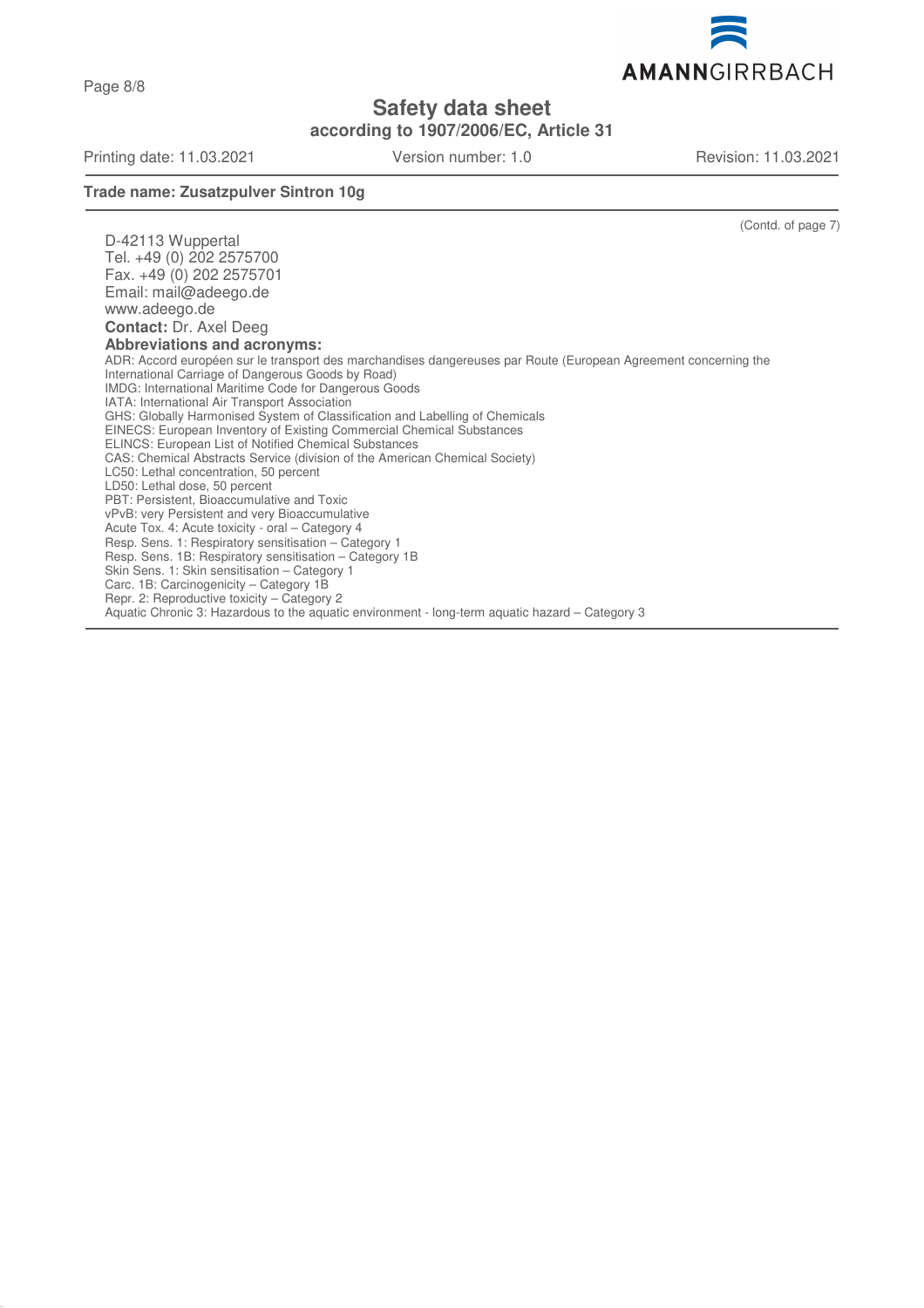**Trade name: Zusatzpulver Sintron 10g**

(Contd. of page 7)

D-42113 Wuppertal
Tel. +49 (0) 202 2575700
Fax. +49 (0) 202 2575701
Email: mail@adeego.de
www.adeego.de

**Contact:** Dr. Axel Deeg

**Abbreviations and acronyms:**

ADR: Accord européen sur le transport des marchandises dangereuses par Route (European Agreement concerning the International Carriage of Dangerous Goods by Road)
IMDG: International Maritime Code for Dangerous Goods
IATA: International Air Transport Association
GHS: Globally Harmonised System of Classification and Labelling of Chemicals
EINECS: European Inventory of Existing Commercial Chemical Substances
ELINCS: European List of Notified Chemical Substances
CAS: Chemical Abstracts Service (division of the American Chemical Society)
LC50: Lethal concentration, 50 percent
LD50: Lethal dose, 50 percent
PBT: Persistent, Bioaccumulative and Toxic
vPvB: very Persistent and very Bioaccumulative
Acute Tox. 4: Acute toxicity - oral – Category 4
Resp. Sens. 1: Respiratory sensitisation – Category 1
Resp. Sens. 1B: Respiratory sensitisation – Category 1B
Skin Sens. 1: Skin sensitisation – Category 1
Carc. 1B: Carcinogenicity – Category 1B
Repr. 2: Reproductive toxicity – Category 2
Aquatic Chronic 3: Hazardous to the aquatic environment - long-term aquatic hazard – Category 3